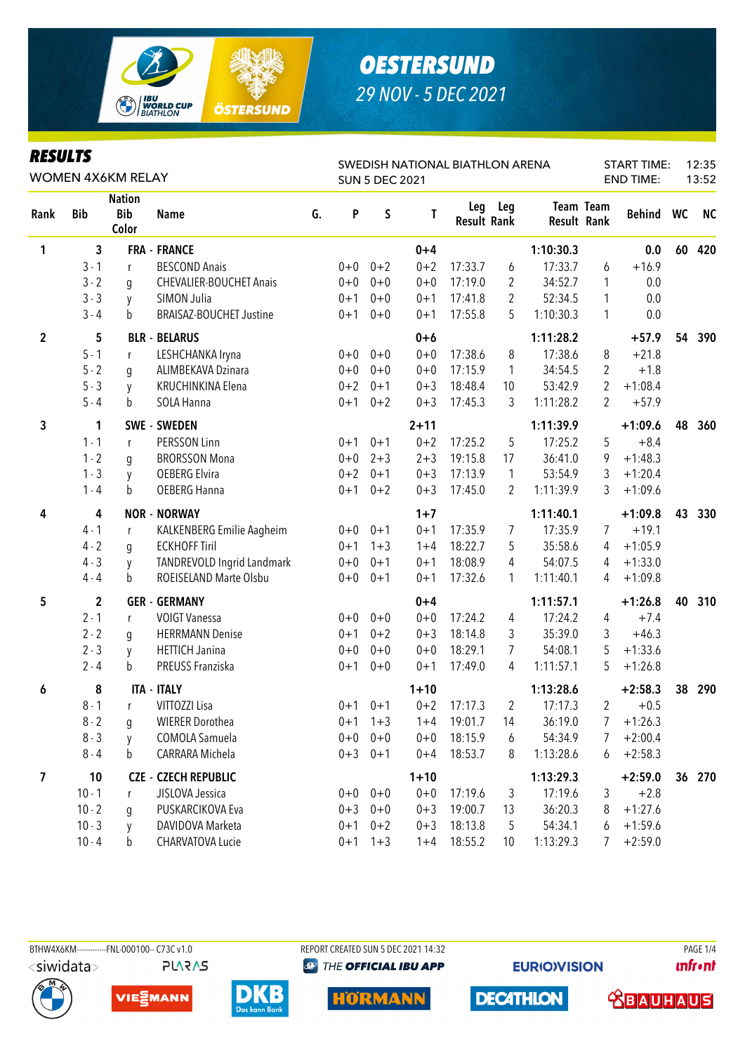# OESTERSUND

29 NOV - 5 DEC 2021

## RESULTS

WOMEN 4X6KM RELAY

SWEDISH NATIONAL BIATHLON ARENA
SUN 5 DEC 2021

START TIME: 12:35
END TIME: 13:52

| Rank | Bib | Nation Bib Color | Name | G. | P | S | T | Leg Result | Leg Rank | Team Result | Team Rank | Behind | WC | NC |
|---|---|---|---|---|---|---|---|---|---|---|---|---|---|---|
| 1 | 3 | | FRA - FRANCE | | | | 0+4 | | | 1:10:30.3 | | 0.0 | 60 | 420 |
| | 3 - 1 | r | BESCOND Anais | | 0+0 | 0+2 | 0+2 | 17:33.7 | 6 | 17:33.7 | 6 | +16.9 | | |
| | 3 - 2 | g | CHEVALIER-BOUCHET Anais | | 0+0 | 0+0 | 0+0 | 17:19.0 | 2 | 34:52.7 | 1 | 0.0 | | |
| | 3 - 3 | y | SIMON Julia | | 0+1 | 0+0 | 0+1 | 17:41.8 | 2 | 52:34.5 | 1 | 0.0 | | |
| | 3 - 4 | b | BRAISAZ-BOUCHET Justine | | 0+1 | 0+0 | 0+1 | 17:55.8 | 5 | 1:10:30.3 | 1 | 0.0 | | |
| 2 | 5 | | BLR - BELARUS | | | | 0+6 | | | 1:11:28.2 | | +57.9 | 54 | 390 |
| | 5 - 1 | r | LESHCHANKA Iryna | | 0+0 | 0+0 | 0+0 | 17:38.6 | 8 | 17:38.6 | 8 | +21.8 | | |
| | 5 - 2 | g | ALIMBEKAVA Dzinara | | 0+0 | 0+0 | 0+0 | 17:15.9 | 1 | 34:54.5 | 2 | +1.8 | | |
| | 5 - 3 | y | KRUCHINKINA Elena | | 0+2 | 0+1 | 0+3 | 18:48.4 | 10 | 53:42.9 | 2 | +1:08.4 | | |
| | 5 - 4 | b | SOLA Hanna | | 0+1 | 0+2 | 0+3 | 17:45.3 | 3 | 1:11:28.2 | 2 | +57.9 | | |
| 3 | 1 | | SWE - SWEDEN | | | | 2+11 | | | 1:11:39.9 | | +1:09.6 | 48 | 360 |
| | 1 - 1 | r | PERSSON Linn | | 0+1 | 0+1 | 0+2 | 17:25.2 | 5 | 17:25.2 | 5 | +8.4 | | |
| | 1 - 2 | g | BRORSSON Mona | | 0+0 | 2+3 | 2+3 | 19:15.8 | 17 | 36:41.0 | 9 | +1:48.3 | | |
| | 1 - 3 | y | OEBERG Elvira | | 0+2 | 0+1 | 0+3 | 17:13.9 | 1 | 53:54.9 | 3 | +1:20.4 | | |
| | 1 - 4 | b | OEBERG Hanna | | 0+1 | 0+2 | 0+3 | 17:45.0 | 2 | 1:11:39.9 | 3 | +1:09.6 | | |
| 4 | 4 | | NOR - NORWAY | | | | 1+7 | | | 1:11:40.1 | | +1:09.8 | 43 | 330 |
| | 4 - 1 | r | KALKENBERG Emilie Aagheim | | 0+0 | 0+1 | 0+1 | 17:35.9 | 7 | 17:35.9 | 7 | +19.1 | | |
| | 4 - 2 | g | ECKHOFF Tiril | | 0+1 | 1+3 | 1+4 | 18:22.7 | 5 | 35:58.6 | 4 | +1:05.9 | | |
| | 4 - 3 | y | TANDREVOLD Ingrid Landmark | | 0+0 | 0+1 | 0+1 | 18:08.9 | 4 | 54:07.5 | 4 | +1:33.0 | | |
| | 4 - 4 | b | ROEISELAND Marte Olsbu | | 0+0 | 0+1 | 0+1 | 17:32.6 | 1 | 1:11:40.1 | 4 | +1:09.8 | | |
| 5 | 2 | | GER - GERMANY | | | | 0+4 | | | 1:11:57.1 | | +1:26.8 | 40 | 310 |
| | 2 - 1 | r | VOIGT Vanessa | | 0+0 | 0+0 | 0+0 | 17:24.2 | 4 | 17:24.2 | 4 | +7.4 | | |
| | 2 - 2 | g | HERRMANN Denise | | 0+1 | 0+2 | 0+3 | 18:14.8 | 3 | 35:39.0 | 3 | +46.3 | | |
| | 2 - 3 | y | HETTICH Janina | | 0+0 | 0+0 | 0+0 | 18:29.1 | 7 | 54:08.1 | 5 | +1:33.6 | | |
| | 2 - 4 | b | PREUSS Franziska | | 0+1 | 0+0 | 0+1 | 17:49.0 | 4 | 1:11:57.1 | 5 | +1:26.8 | | |
| 6 | 8 | | ITA - ITALY | | | | 1+10 | | | 1:13:28.6 | | +2:58.3 | 38 | 290 |
| | 8 - 1 | r | VITTOZZI Lisa | | 0+1 | 0+1 | 0+2 | 17:17.3 | 2 | 17:17.3 | 2 | +0.5 | | |
| | 8 - 2 | g | WIERER Dorothea | | 0+1 | 1+3 | 1+4 | 19:01.7 | 14 | 36:19.0 | 7 | +1:26.3 | | |
| | 8 - 3 | y | COMOLA Samuela | | 0+0 | 0+0 | 0+0 | 18:15.9 | 6 | 54:34.9 | 7 | +2:00.4 | | |
| | 8 - 4 | b | CARRARA Michela | | 0+3 | 0+1 | 0+4 | 18:53.7 | 8 | 1:13:28.6 | 6 | +2:58.3 | | |
| 7 | 10 | | CZE - CZECH REPUBLIC | | | | 1+10 | | | 1:13:29.3 | | +2:59.0 | 36 | 270 |
| | 10 - 1 | r | JISLOVA Jessica | | 0+0 | 0+0 | 0+0 | 17:19.6 | 3 | 17:19.6 | 3 | +2.8 | | |
| | 10 - 2 | g | PUSKARCIKOVA Eva | | 0+3 | 0+0 | 0+3 | 19:00.7 | 13 | 36:20.3 | 8 | +1:27.6 | | |
| | 10 - 3 | y | DAVIDOVA Marketa | | 0+1 | 0+2 | 0+3 | 18:13.8 | 5 | 54:34.1 | 6 | +1:59.6 | | |
| | 10 - 4 | b | CHARVATOVA Lucie | | 0+1 | 1+3 | 1+4 | 18:55.2 | 10 | 1:13:29.3 | 7 | +2:59.0 | | |

BTHW4X6KM------------FNL-000100-- C73C v1.0 REPORT CREATED SUN 5 DEC 2021 14:32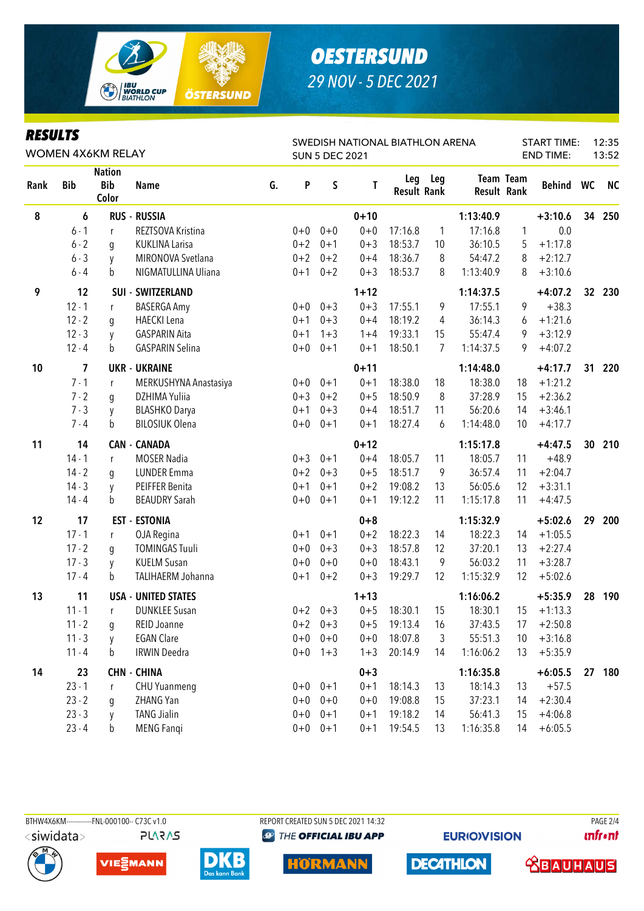# OESTERSUND

29 NOV - 5 DEC 2021

## RESULTS

WOMEN 4X6KM RELAY

SWEDISH NATIONAL BIATHLON ARENA
SUN 5 DEC 2021

START TIME: 12:35
END TIME: 13:52

| Rank | Bib | Nation Bib Color | Name | G. | P | S | T | Leg Result | Leg Rank | Team Result | Team Rank | Behind | WC | NC |
|---|---|---|---|---|---|---|---|---|---|---|---|---|---|---|
| 8 | 6 | RUS | RUSSIA | | | | 0+10 | | | 1:13:40.9 | | +3:10.6 | 34 | 250 |
| | 6 - 1 | r | REZTSOVA Kristina | | 0+0 | 0+0 | 0+0 | 17:16.8 | 1 | 17:16.8 | 1 | 0.0 | | |
| | 6 - 2 | g | KUKLINA Larisa | | 0+2 | 0+1 | 0+3 | 18:53.7 | 10 | 36:10.5 | 5 | +1:17.8 | | |
| | 6 - 3 | y | MIRONOVA Svetlana | | 0+2 | 0+2 | 0+4 | 18:36.7 | 8 | 54:47.2 | 8 | +2:12.7 | | |
| | 6 - 4 | b | NIGMATULLINA Uliana | | 0+1 | 0+2 | 0+3 | 18:53.7 | 8 | 1:13:40.9 | 8 | +3:10.6 | | |
| 9 | 12 | SUI | SWITZERLAND | | | | 1+12 | | | 1:14:37.5 | | +4:07.2 | 32 | 230 |
| | 12 - 1 | r | BASERGA Amy | | 0+0 | 0+3 | 0+3 | 17:55.1 | 9 | 17:55.1 | 9 | +38.3 | | |
| | 12 - 2 | g | HAECKI Lena | | 0+1 | 0+3 | 0+4 | 18:19.2 | 4 | 36:14.3 | 6 | +1:21.6 | | |
| | 12 - 3 | y | GASPARIN Aita | | 0+1 | 1+3 | 1+4 | 19:33.1 | 15 | 55:47.4 | 9 | +3:12.9 | | |
| | 12 - 4 | b | GASPARIN Selina | | 0+0 | 0+1 | 0+1 | 18:50.1 | 7 | 1:14:37.5 | 9 | +4:07.2 | | |
| 10 | 7 | UKR | UKRAINE | | | | 0+11 | | | 1:14:48.0 | | +4:17.7 | 31 | 220 |
| | 7 - 1 | r | MERKUSHYNA Anastasiya | | 0+0 | 0+1 | 0+1 | 18:38.0 | 18 | 18:38.0 | 18 | +1:21.2 | | |
| | 7 - 2 | g | DZHIMA Yuliia | | 0+3 | 0+2 | 0+5 | 18:50.9 | 8 | 37:28.9 | 15 | +2:36.2 | | |
| | 7 - 3 | y | BLASHKO Darya | | 0+1 | 0+3 | 0+4 | 18:51.7 | 11 | 56:20.6 | 14 | +3:46.1 | | |
| | 7 - 4 | b | BILOSIUK Olena | | 0+0 | 0+1 | 0+1 | 18:27.4 | 6 | 1:14:48.0 | 10 | +4:17.7 | | |
| 11 | 14 | CAN | CANADA | | | | 0+12 | | | 1:15:17.8 | | +4:47.5 | 30 | 210 |
| | 14 - 1 | r | MOSER Nadia | | 0+3 | 0+1 | 0+4 | 18:05.7 | 11 | 18:05.7 | 11 | +48.9 | | |
| | 14 - 2 | g | LUNDER Emma | | 0+2 | 0+3 | 0+5 | 18:51.7 | 9 | 36:57.4 | 11 | +2:04.7 | | |
| | 14 - 3 | y | PEIFFER Benita | | 0+1 | 0+1 | 0+2 | 19:08.2 | 13 | 56:05.6 | 12 | +3:31.1 | | |
| | 14 - 4 | b | BEAUDRY Sarah | | 0+0 | 0+1 | 0+1 | 19:12.2 | 11 | 1:15:17.8 | 11 | +4:47.5 | | |
| 12 | 17 | EST | ESTONIA | | | | 0+8 | | | 1:15:32.9 | | +5:02.6 | 29 | 200 |
| | 17 - 1 | r | OJA Regina | | 0+1 | 0+1 | 0+2 | 18:22.3 | 14 | 18:22.3 | 14 | +1:05.5 | | |
| | 17 - 2 | g | TOMINGAS Tuuli | | 0+0 | 0+3 | 0+3 | 18:57.8 | 12 | 37:20.1 | 13 | +2:27.4 | | |
| | 17 - 3 | y | KUELM Susan | | 0+0 | 0+0 | 0+0 | 18:43.1 | 9 | 56:03.2 | 11 | +3:28.7 | | |
| | 17 - 4 | b | TALIHAERM Johanna | | 0+1 | 0+2 | 0+3 | 19:29.7 | 12 | 1:15:32.9 | 12 | +5:02.6 | | |
| 13 | 11 | USA | UNITED STATES | | | | 1+13 | | | 1:16:06.2 | | +5:35.9 | 28 | 190 |
| | 11 - 1 | r | DUNKLEE Susan | | 0+2 | 0+3 | 0+5 | 18:30.1 | 15 | 18:30.1 | 15 | +1:13.3 | | |
| | 11 - 2 | g | REID Joanne | | 0+2 | 0+3 | 0+5 | 19:13.4 | 16 | 37:43.5 | 17 | +2:50.8 | | |
| | 11 - 3 | y | EGAN Clare | | 0+0 | 0+0 | 0+0 | 18:07.8 | 3 | 55:51.3 | 10 | +3:16.8 | | |
| | 11 - 4 | b | IRWIN Deedra | | 0+0 | 1+3 | 1+3 | 20:14.9 | 14 | 1:16:06.2 | 13 | +5:35.9 | | |
| 14 | 23 | CHN | CHINA | | | | 0+3 | | | 1:16:35.8 | | +6:05.5 | 27 | 180 |
| | 23 - 1 | r | CHU Yuanmeng | | 0+0 | 0+1 | 0+1 | 18:14.3 | 13 | 18:14.3 | 13 | +57.5 | | |
| | 23 - 2 | g | ZHANG Yan | | 0+0 | 0+0 | 0+0 | 19:08.8 | 15 | 37:23.1 | 14 | +2:30.4 | | |
| | 23 - 3 | y | TANG Jialin | | 0+0 | 0+1 | 0+1 | 19:18.2 | 14 | 56:41.3 | 15 | +4:06.8 | | |
| | 23 - 4 | b | MENG Fanqi | | 0+0 | 0+1 | 0+1 | 19:54.5 | 13 | 1:16:35.8 | 14 | +6:05.5 | | |

BTHW4X6KM------------FNL-000100-- C73C v1.0    REPORT CREATED SUN 5 DEC 2021 14:32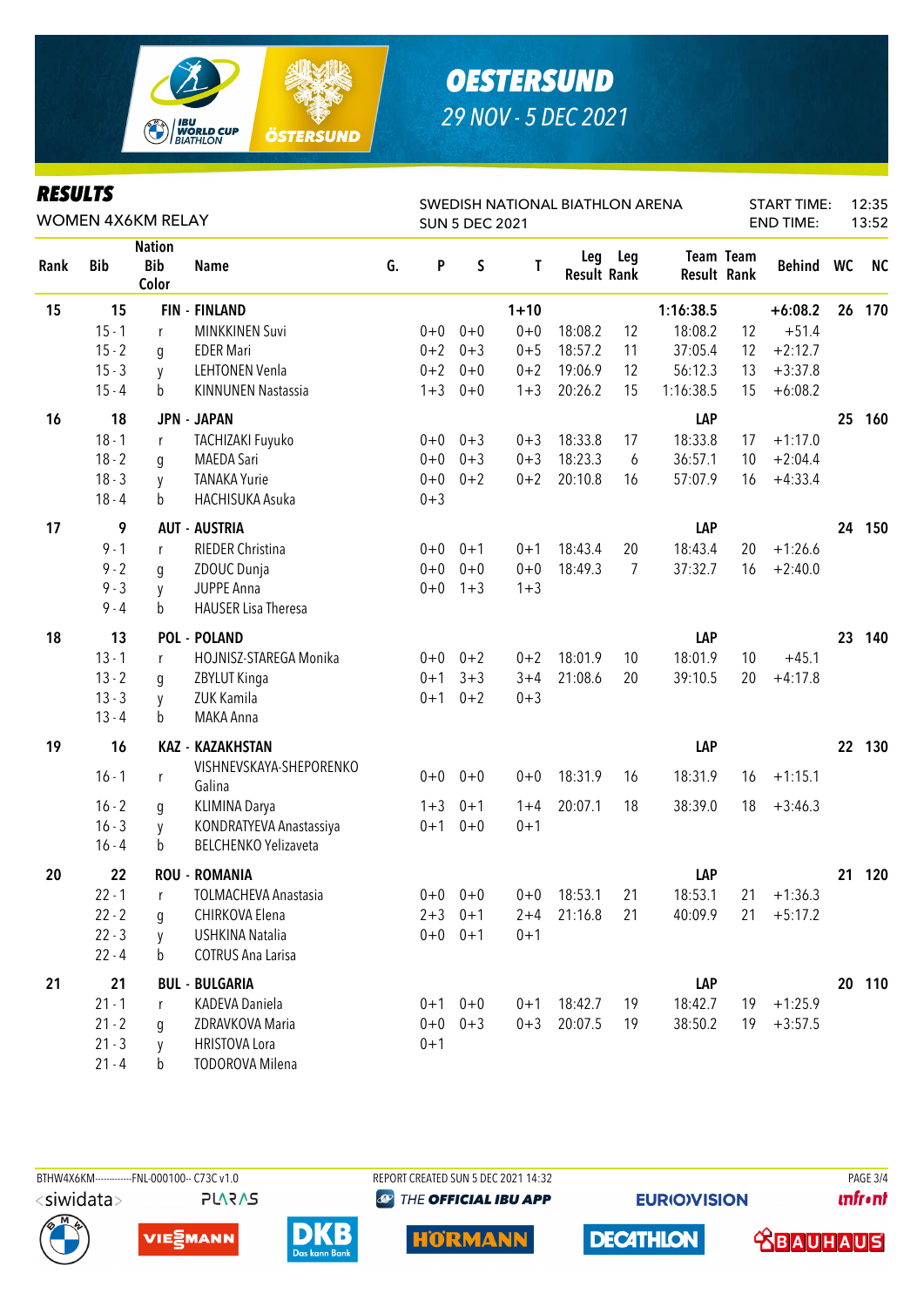# OESTERSUND

29 NOV - 5 DEC 2021

## RESULTS

WOMEN 4X6KM RELAY

SWEDISH NATIONAL BIATHLON ARENA
SUN 5 DEC 2021

START TIME: 12:35
END TIME: 13:52

| Rank | Bib | Nation Bib Color | Name | G. | P | S | T | Leg Result | Leg Rank | Team Result | Team Rank | Behind | WC | NC |
|---|---|---|---|---|---|---|---|---|---|---|---|---|---|---|
| 15 | 15 | | FIN - FINLAND | | | | 1+10 | | | 1:16:38.5 | | +6:08.2 | 26 | 170 |
| | 15 - 1 | r | MINKKINEN Suvi | | 0+0 | 0+0 | 0+0 | 18:08.2 | 12 | 18:08.2 | 12 | +51.4 | | |
| | 15 - 2 | g | EDER Mari | | 0+2 | 0+3 | 0+5 | 18:57.2 | 11 | 37:05.4 | 12 | +2:12.7 | | |
| | 15 - 3 | y | LEHTONEN Venla | | 0+2 | 0+0 | 0+2 | 19:06.9 | 12 | 56:12.3 | 13 | +3:37.8 | | |
| | 15 - 4 | b | KINNUNEN Nastassia | | 1+3 | 0+0 | 1+3 | 20:26.2 | 15 | 1:16:38.5 | 15 | +6:08.2 | | |
| 16 | 18 | | JPN - JAPAN | | | | | | | LAP | | | 25 | 160 |
| | 18 - 1 | r | TACHIZAKI Fuyuko | | 0+0 | 0+3 | 0+3 | 18:33.8 | 17 | 18:33.8 | 17 | +1:17.0 | | |
| | 18 - 2 | g | MAEDA Sari | | 0+0 | 0+3 | 0+3 | 18:23.3 | 6 | 36:57.1 | 10 | +2:04.4 | | |
| | 18 - 3 | y | TANAKA Yurie | | 0+0 | 0+2 | 0+2 | 20:10.8 | 16 | 57:07.9 | 16 | +4:33.4 | | |
| | 18 - 4 | b | HACHISUKA Asuka | | 0+3 | | | | | | | | | |
| 17 | 9 | | AUT - AUSTRIA | | | | | | | LAP | | | 24 | 150 |
| | 9 - 1 | r | RIEDER Christina | | 0+0 | 0+1 | 0+1 | 18:43.4 | 20 | 18:43.4 | 20 | +1:26.6 | | |
| | 9 - 2 | g | ZDOUC Dunja | | 0+0 | 0+0 | 0+0 | 18:49.3 | 7 | 37:32.7 | 16 | +2:40.0 | | |
| | 9 - 3 | y | JUPPE Anna | | 0+0 | 1+3 | 1+3 | | | | | | | |
| | 9 - 4 | b | HAUSER Lisa Theresa | | | | | | | | | | | |
| 18 | 13 | | POL - POLAND | | | | | | | LAP | | | 23 | 140 |
| | 13 - 1 | r | HOJNISZ-STAREGA Monika | | 0+0 | 0+2 | 0+2 | 18:01.9 | 10 | 18:01.9 | 10 | +45.1 | | |
| | 13 - 2 | g | ZBYLUT Kinga | | 0+1 | 3+3 | 3+4 | 21:08.6 | 20 | 39:10.5 | 20 | +4:17.8 | | |
| | 13 - 3 | y | ZUK Kamila | | 0+1 | 0+2 | 0+3 | | | | | | | |
| | 13 - 4 | b | MAKA Anna | | | | | | | | | | | |
| 19 | 16 | | KAZ - KAZAKHSTAN | | | | | | | LAP | | | 22 | 130 |
| | 16 - 1 | r | VISHNEVSKAYA-SHEPORENKO Galina | | 0+0 | 0+0 | 0+0 | 18:31.9 | 16 | 18:31.9 | 16 | +1:15.1 | | |
| | 16 - 2 | g | KLIMINA Darya | | 1+3 | 0+1 | 1+4 | 20:07.1 | 18 | 38:39.0 | 18 | +3:46.3 | | |
| | 16 - 3 | y | KONDRATYEVA Anastassiya | | 0+1 | 0+0 | 0+1 | | | | | | | |
| | 16 - 4 | b | BELCHENKO Yelizaveta | | | | | | | | | | | |
| 20 | 22 | | ROU - ROMANIA | | | | | | | LAP | | | 21 | 120 |
| | 22 - 1 | r | TOLMACHEVA Anastasia | | 0+0 | 0+0 | 0+0 | 18:53.1 | 21 | 18:53.1 | 21 | +1:36.3 | | |
| | 22 - 2 | g | CHIRKOVA Elena | | 2+3 | 0+1 | 2+4 | 21:16.8 | 21 | 40:09.9 | 21 | +5:17.2 | | |
| | 22 - 3 | y | USHKINA Natalia | | 0+0 | 0+1 | 0+1 | | | | | | | |
| | 22 - 4 | b | COTRUS Ana Larisa | | | | | | | | | | | |
| 21 | 21 | | BUL - BULGARIA | | | | | | | LAP | | | 20 | 110 |
| | 21 - 1 | r | KADEVA Daniela | | 0+1 | 0+0 | 0+1 | 18:42.7 | 19 | 18:42.7 | 19 | +1:25.9 | | |
| | 21 - 2 | g | ZDRAVKOVA Maria | | 0+0 | 0+3 | 0+3 | 20:07.5 | 19 | 38:50.2 | 19 | +3:57.5 | | |
| | 21 - 3 | y | HRISTOVA Lora | | 0+1 | | | | | | | | | |
| | 21 - 4 | b | TODOROVA Milena | | | | | | | | | | | |

BTHW4X6KM------------FNL-000100-- C73C v1.0    REPORT CREATED SUN 5 DEC 2021 14:32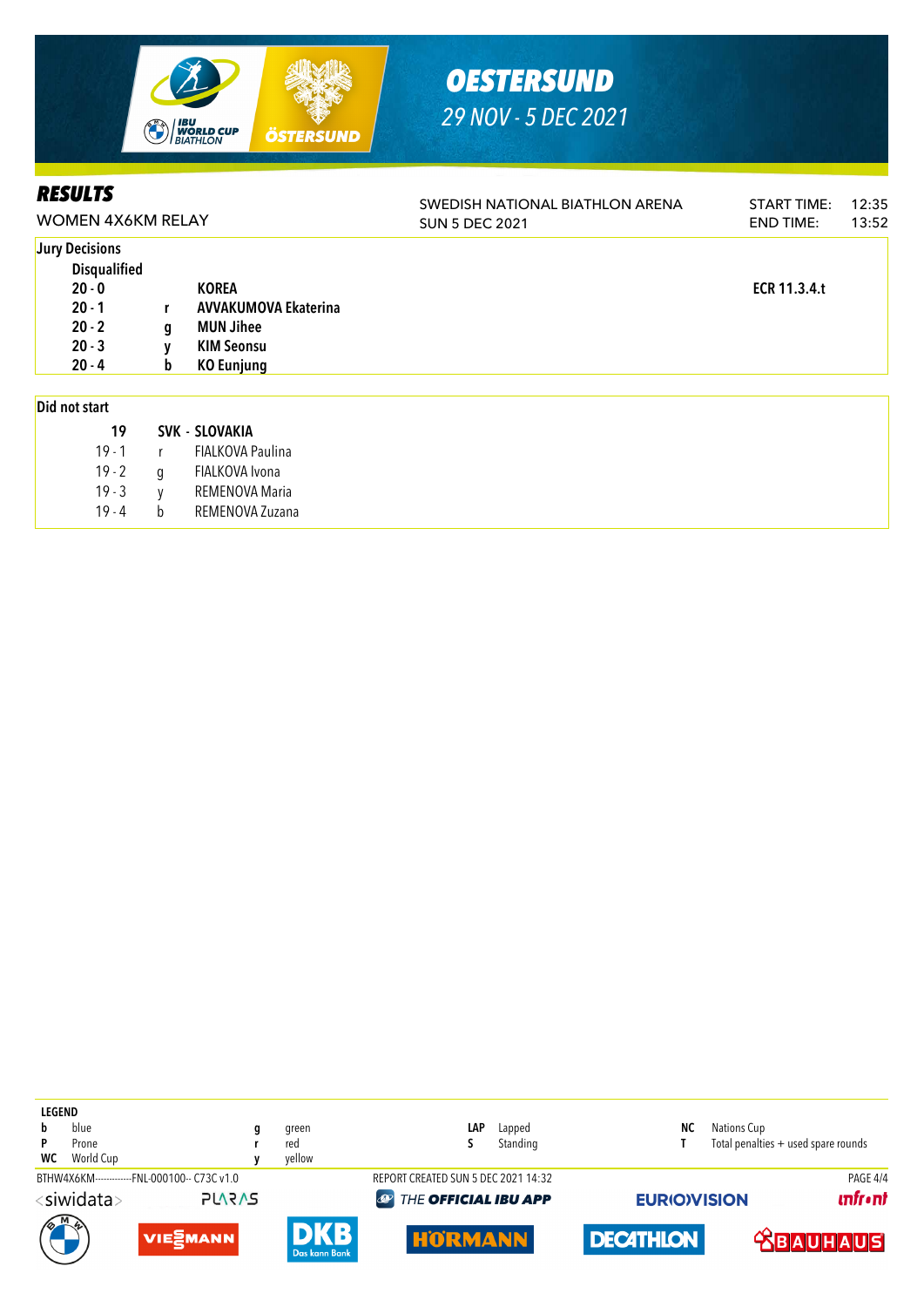# OESTERSUND

29 NOV - 5 DEC 2021

## RESULTS

WOMEN 4X6KM RELAY

SWEDISH NATIONAL BIATHLON ARENA
SUN 5 DEC 2021

START TIME: 12:35
END TIME: 13:52

### Jury Decisions

**Disqualified**

| | | | |
|---|---|---|---|
| **20 - 0** | | **KOREA** | **ECR 11.3.4.t** |
| **20 - 1** | **r** | **AVVAKUMOVA Ekaterina** | |
| **20 - 2** | **g** | **MUN Jihee** | |
| **20 - 3** | **y** | **KIM Seonsu** | |
| **20 - 4** | **b** | **KO Eunjung** | |

### Did not start

| | | |
|---|---|---|
| **19** | | **SVK - SLOVAKIA** |
| 19 - 1 | r | FIALKOVA Paulina |
| 19 - 2 | g | FIALKOVA Ivona |
| 19 - 3 | y | REMENOVA Maria |
| 19 - 4 | b | REMENOVA Zuzana |

**LEGEND**

| | | | | | | | |
|---|---|---|---|---|---|---|---|
| **b** | blue | **g** | green | **LAP** | Lapped | **NC** | Nations Cup |
| **P** | Prone | **r** | red | **S** | Standing | **T** | Total penalties + used spare rounds |
| **WC** | World Cup | **y** | yellow | | | | |

BTHW4X6KM------------FNL-000100-- C73C v1.0

REPORT CREATED SUN 5 DEC 2021 14:32